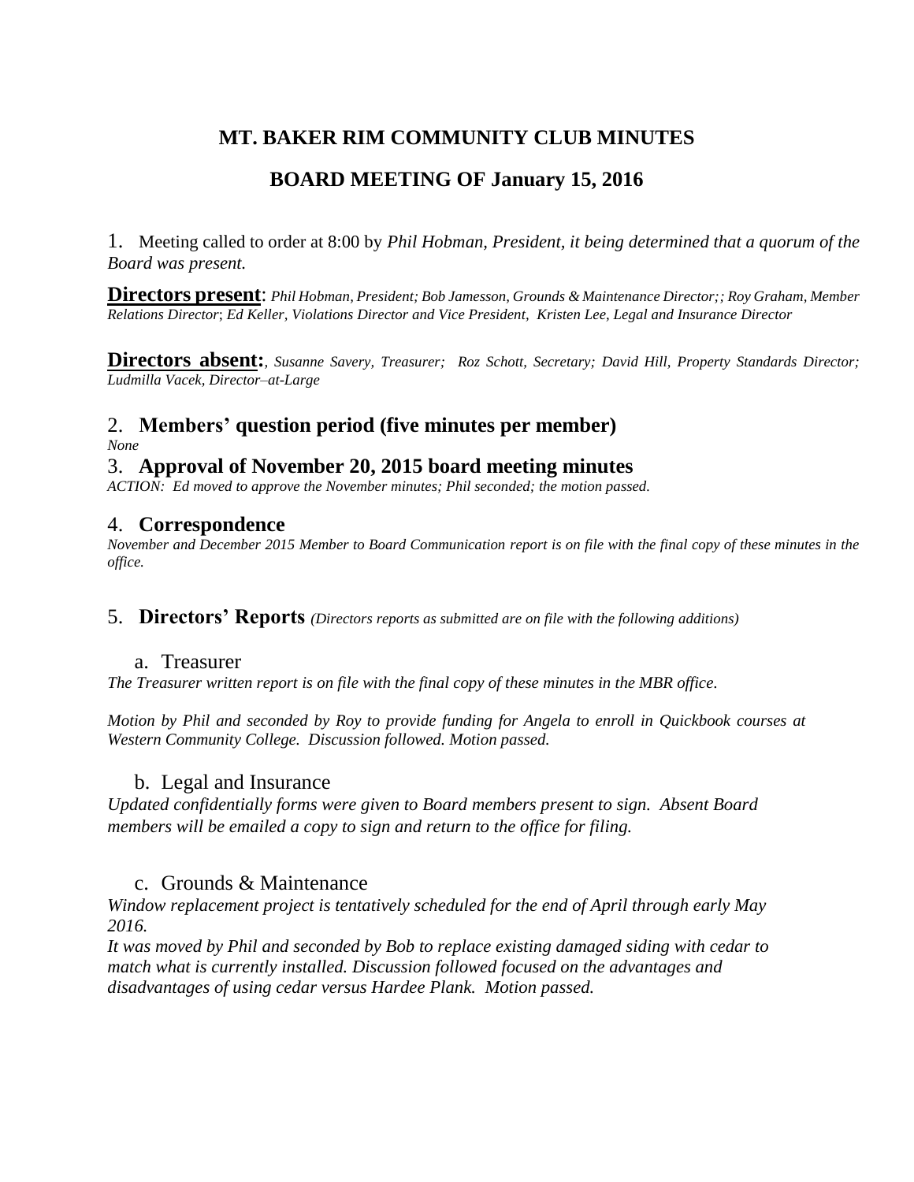# MT. BAKER RIM COMMUNITY CLUB MINUTES

## BOARD MEETING OF January 15, 2016

1. Meeting called to order at 8:00 by *Phil Hobman, President, it being determined that a quorum of the Board was present.*

**Directors present**: *Phil Hobman, President; Bob Jamesson, Grounds & Maintenance Director;; Roy Graham, Member Relations Director*; *Ed Keller, Violations Director and Vice President, Kristen Lee, Legal and Insurance Director*

**Directors absent:**, *Susanne Savery, Treasurer; Roz Schott, Secretary; David Hill, Property Standards Director; Ludmilla Vacek, Director–at-Large*

### 2. Members' question period (five minutes per member)

*None*

### 3. Approval of November 20, 2015 board meeting minutes

*ACTION: Ed moved to approve the November minutes; Phil seconded; the motion passed.*

### 4. Correspondence

*November and December 2015 Member to Board Communication report is on file with the final copy of these minutes in the office.*

### 5. Directors' Reports *(Directors reports as submitted are on file with the following additions)*

a. Treasurer

*The Treasurer written report is on file with the final copy of these minutes in the MBR office.*

*Motion by Phil and seconded by Roy to provide funding for Angela to enroll in Quickbook courses at Western Community College. Discussion followed. Motion passed.*

b. Legal and Insurance

*Updated confidentially forms were given to Board members present to sign. Absent Board members will be emailed a copy to sign and return to the office for filing.*

c. Grounds & Maintenance

*Window replacement project is tentatively scheduled for the end of April through early May 2016.*
*It was moved by Phil and seconded by Bob to replace existing damaged siding with cedar to match what is currently installed. Discussion followed focused on the advantages and disadvantages of using cedar versus Hardee Plank. Motion passed.*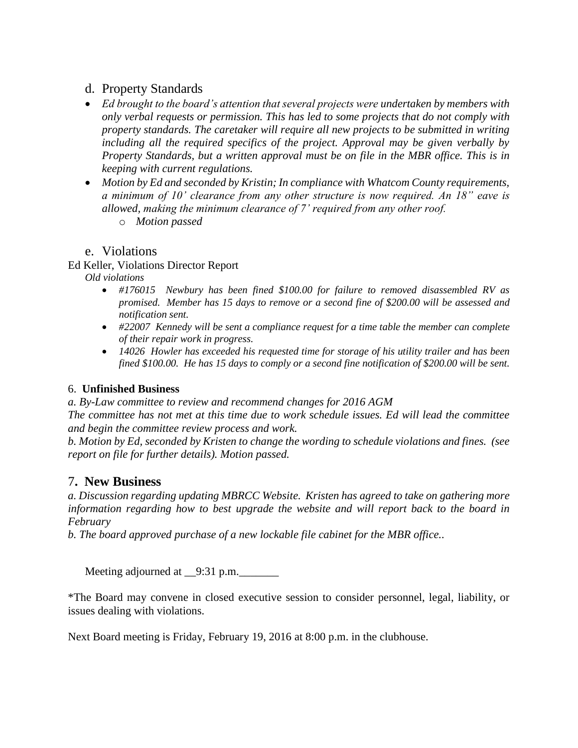## d. Property Standards

- *Ed brought to the board's attention that several projects were undertaken by members with only verbal requests or permission. This has led to some projects that do not comply with property standards. The caretaker will require all new projects to be submitted in writing including all the required specifics of the project. Approval may be given verbally by Property Standards, but a written approval must be on file in the MBR office. This is in keeping with current regulations.*
- *Motion by Ed and seconded by Kristin; In compliance with Whatcom County requirements, a minimum of 10' clearance from any other structure is now required. An 18" eave is allowed, making the minimum clearance of 7' required from any other roof.*
  - *Motion passed*

## e. Violations

Ed Keller, Violations Director Report

*Old violations*

- *#176015 Newbury has been fined $100.00 for failure to removed disassembled RV as promised. Member has 15 days to remove or a second fine of $200.00 will be assessed and notification sent.*
- *#22007 Kennedy will be sent a compliance request for a time table the member can complete of their repair work in progress.*
- *14026 Howler has exceeded his requested time for storage of his utility trailer and has been fined $100.00. He has 15 days to comply or a second fine notification of $200.00 will be sent.*

6. **Unfinished Business**

*a. By-Law committee to review and recommend changes for 2016 AGM*
*The committee has not met at this time due to work schedule issues. Ed will lead the committee and begin the committee review process and work.*
*b. Motion by Ed, seconded by Kristen to change the wording to schedule violations and fines. (see report on file for further details). Motion passed.*

## 7. New Business

*a. Discussion regarding updating MBRCC Website. Kristen has agreed to take on gathering more information regarding how to best upgrade the website and will report back to the board in February*
*b. The board approved purchase of a new lockable file cabinet for the MBR office..*

Meeting adjourned at __9:31 p.m._______

*The Board may convene in closed executive session to consider personnel, legal, liability, or issues dealing with violations.

Next Board meeting is Friday, February 19, 2016 at 8:00 p.m. in the clubhouse.